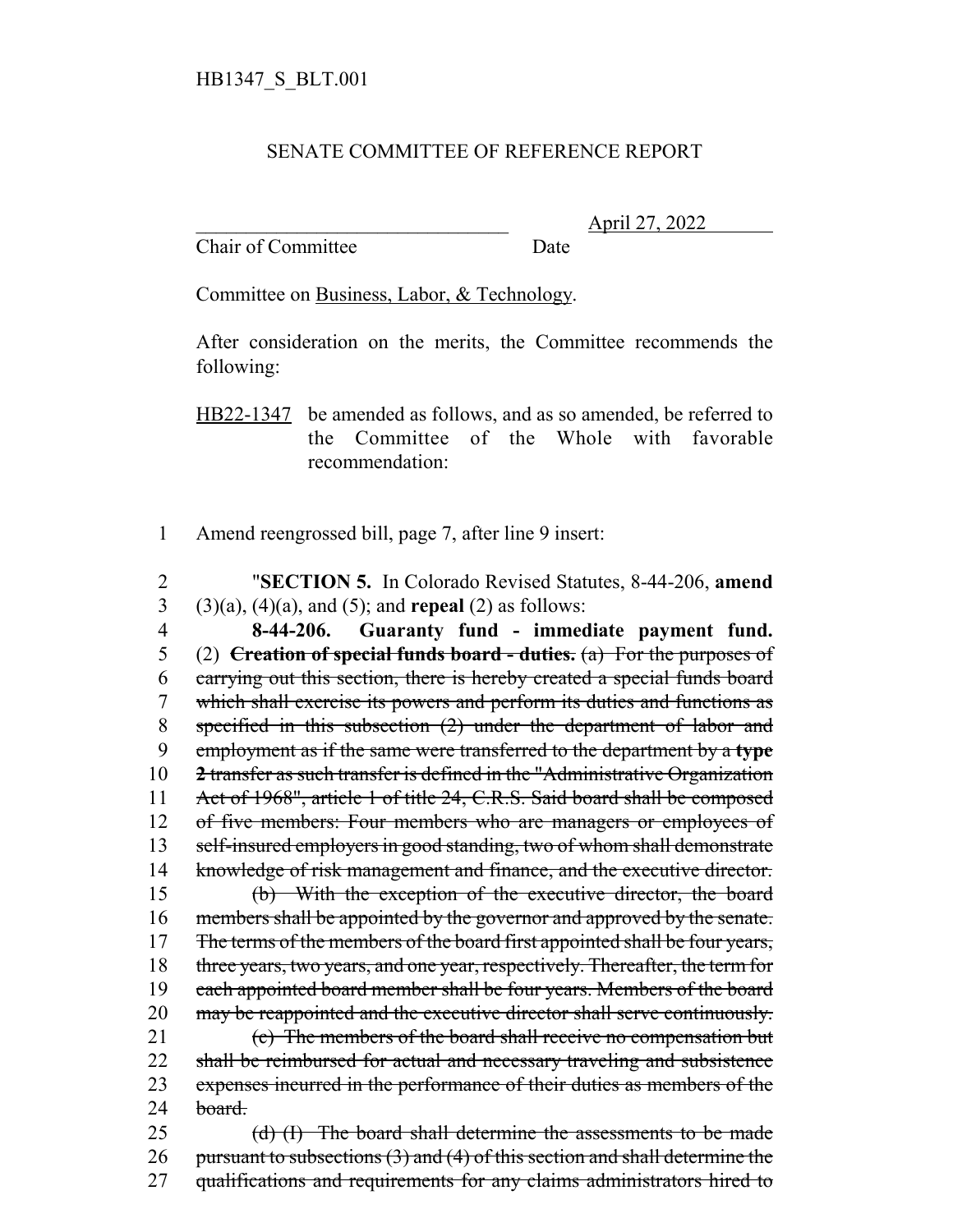HB1347_S_BLT.001

SENATE COMMITTEE OF REFERENCE REPORT

________________________________ April 27, 2022
Chair of Committee Date

Committee on Business, Labor, & Technology.

After consideration on the merits, the Committee recommends the following:

HB22-1347 be amended as follows, and as so amended, be referred to the Committee of the Whole with favorable recommendation:

1 Amend reengrossed bill, page 7, after line 9 insert:

2 "**SECTION 5.** In Colorado Revised Statutes, 8-44-206, **amend**
3 (3)(a), (4)(a), and (5); and **repeal** (2) as follows:
4 **8-44-206. Guaranty fund - immediate payment fund.**
5 (2) ~~**Creation of special funds board - duties.** (a) For the purposes of~~
6 ~~carrying out this section, there is hereby created a special funds board~~
7 ~~which shall exercise its powers and perform its duties and functions as~~
8 ~~specified in this subsection (2) under the department of labor and~~
9 ~~employment as if the same were transferred to the department by a **type**~~
10 ~~**2** transfer as such transfer is defined in the "Administrative Organization~~
11 ~~Act of 1968", article 1 of title 24, C.R.S. Said board shall be composed~~
12 ~~of five members: Four members who are managers or employees of~~
13 ~~self-insured employers in good standing, two of whom shall demonstrate~~
14 ~~knowledge of risk management and finance, and the executive director.~~
15 ~~(b) With the exception of the executive director, the board~~
16 ~~members shall be appointed by the governor and approved by the senate.~~
17 ~~The terms of the members of the board first appointed shall be four years,~~
18 ~~three years, two years, and one year, respectively. Thereafter, the term for~~
19 ~~each appointed board member shall be four years. Members of the board~~
20 ~~may be reappointed and the executive director shall serve continuously.~~
21 ~~(c) The members of the board shall receive no compensation but~~
22 ~~shall be reimbursed for actual and necessary traveling and subsistence~~
23 ~~expenses incurred in the performance of their duties as members of the~~
24 ~~board.~~
25 ~~(d) (I) The board shall determine the assessments to be made~~
26 ~~pursuant to subsections (3) and (4) of this section and shall determine the~~
27 ~~qualifications and requirements for any claims administrators hired to~~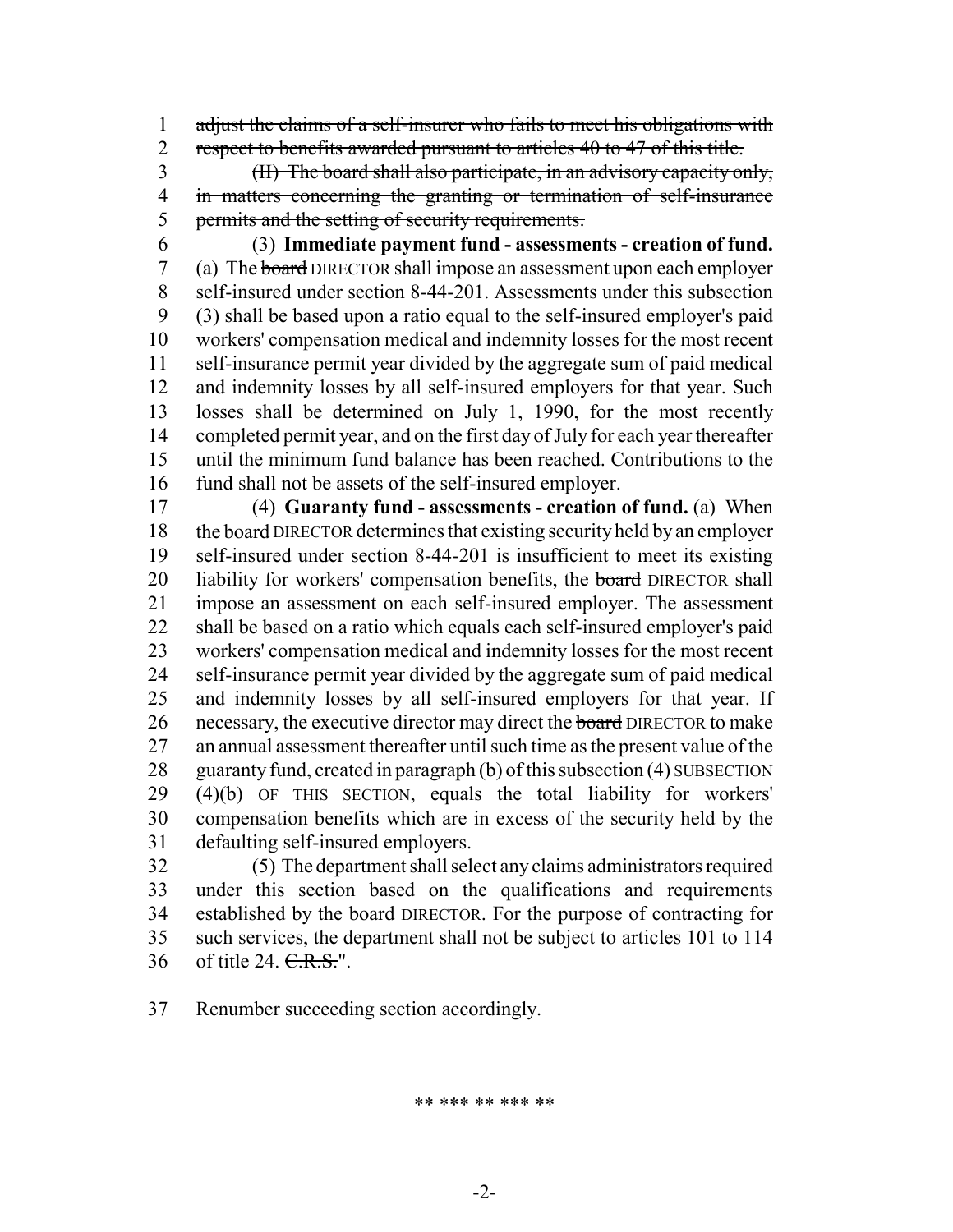~~adjust the claims of a self-insurer who fails to meet his obligations with respect to benefits awarded pursuant to articles 40 to 47 of this title.~~

~~(II) The board shall also participate, in an advisory capacity only, in matters concerning the granting or termination of self-insurance permits and the setting of security requirements.~~

(3) **Immediate payment fund - assessments - creation of fund.** (a) The ~~board~~ DIRECTOR shall impose an assessment upon each employer self-insured under section 8-44-201. Assessments under this subsection (3) shall be based upon a ratio equal to the self-insured employer's paid workers' compensation medical and indemnity losses for the most recent self-insurance permit year divided by the aggregate sum of paid medical and indemnity losses by all self-insured employers for that year. Such losses shall be determined on July 1, 1990, for the most recently completed permit year, and on the first day of July for each year thereafter until the minimum fund balance has been reached. Contributions to the fund shall not be assets of the self-insured employer.

(4) **Guaranty fund - assessments - creation of fund.** (a) When the ~~board~~ DIRECTOR determines that existing security held by an employer self-insured under section 8-44-201 is insufficient to meet its existing liability for workers' compensation benefits, the ~~board~~ DIRECTOR shall impose an assessment on each self-insured employer. The assessment shall be based on a ratio which equals each self-insured employer's paid workers' compensation medical and indemnity losses for the most recent self-insurance permit year divided by the aggregate sum of paid medical and indemnity losses by all self-insured employers for that year. If necessary, the executive director may direct the ~~board~~ DIRECTOR to make an annual assessment thereafter until such time as the present value of the guaranty fund, created in ~~paragraph (b) of this subsection (4)~~ SUBSECTION (4)(b) OF THIS SECTION, equals the total liability for workers' compensation benefits which are in excess of the security held by the defaulting self-insured employers.

(5) The department shall select any claims administrators required under this section based on the qualifications and requirements established by the ~~board~~ DIRECTOR. For the purpose of contracting for such services, the department shall not be subject to articles 101 to 114 of title 24. ~~C.R.S.~~".

Renumber succeeding section accordingly.

** *** ** *** **